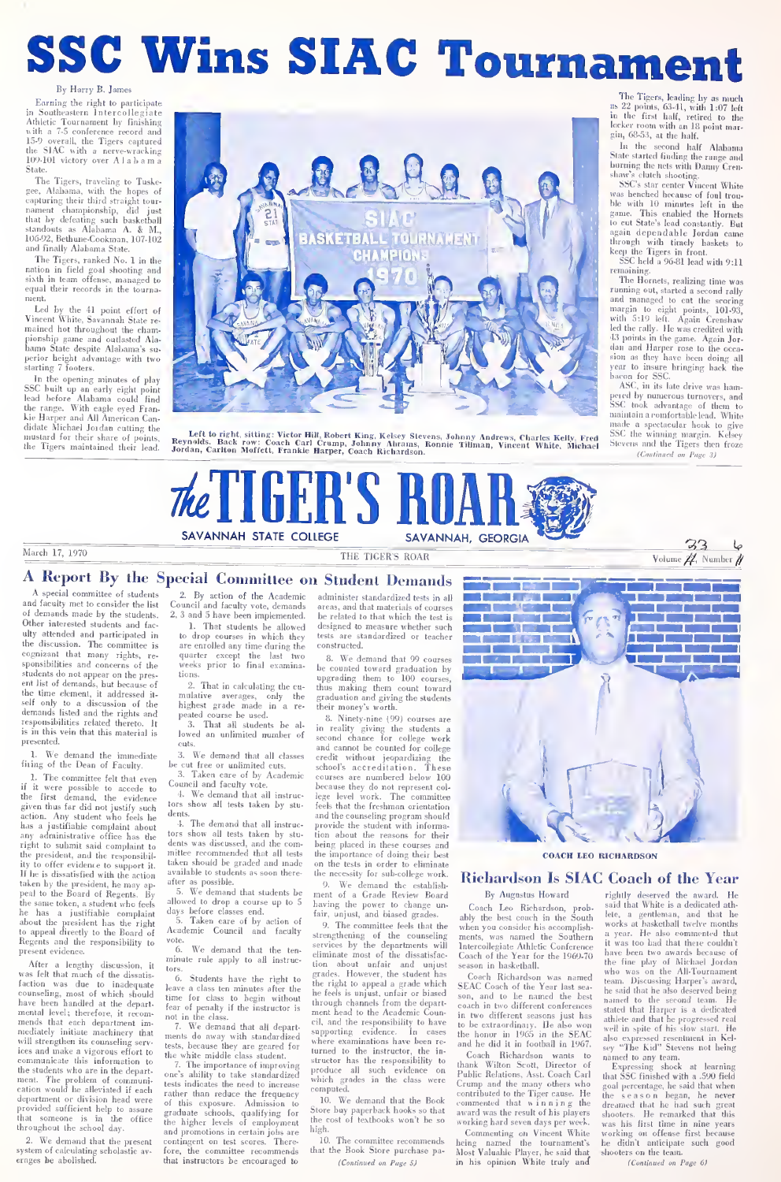# SSC Wins SIAC Tournament

By Harry B. James

Earning the right to participate in Southeastern Intercollegiate Athletic Tournament by finishing with a 7-5 conference record and 15-9 overall, the Tigers captured the SIAC with a nerve-wracking 109-101 victory over Alabama State.

The Tigers, traveling to Tuskegee, Alabama, with the hopes of capturing their third straight tournament championship, did just that by defeating such basketball standouts as Alabama A. & M., 106-92, Bethune-Cookman, 107-102 and finally Alabama State.

The Tigers, ranked No. 1 in the nation in field goal shooting and sixth in team offense, managed to equal their records in the tournament.

Led by the 41 point effort of Vincent White, Savannah State remained hot throughout the championship game and outlasted Alabama State despite Alabama's superior height advantage with two starting 7 footers.

In the opening minutes of play SSC built up an early eight point lead before Alabama could find the range. With eagle eyed Frankie Harper and All American Candidate Michael Jordan cutting the mustard for their share of points, the Tigers maintained their lead.

Left to right, sitting: Victor Hill, Robert King, Kelsey Stevens, Johnny Andrews, Charles Kelly, Fred Reynolds. Back row: Coach Carl Crump, Johnny Abrams, Ronnie Tillman, Vincent White, Michael Jordan, Carlton Moffett, Frankie Harper, Coach Richardson.

The Tigers, leading by as much as 22 points, 63-41, with 1:07 left in the first half, retired to the locker room with an 18 point margin, 68-53, at the half.

In the second half Alabama State started finding the range and burning the nets with Danny Crenshaw's clutch shooting.

SSC's star center Vincent White was benched because of foul trouble with 10 minutes left in the game. This enabled the Hornets to cut State's lead constantly. But again dependable Jordan came through with timely baskets to keep the Tigers in front.

SSC held a 96-81 lead with 9:11 remaining.

The Hornets, realizing time was running out, started a second rally and managed to cut the scoring margin to eight points, 101-93, with 5:19 left. Again Crenshaw led the rally. He was credited with 43 points in the game. Again Jordan and Harper rose to the occasion as they have been doing all year to insure bringing back the bacon for SSC.

ASC, in its late drive was hampered by numerous turnovers, and SSC took advantage of them to maintain a comfortable lead. White made a spectacular hook to give SSC the winning margin. Kelsey Stevens and the Tigers then froze

*(Continued on Page 3)*

# The TIGER'S ROAR

SAVANNAH STATE COLLEGE — SAVANNAH, GEORGIA

March 17, 1970 — Volume 23, Number 6

## A Report By the Special Committee on Student Demands

A special committee of students and faculty met to consider the list of demands made by the students. Other interested students and faculty attended and participated in the discussion. The committee is cognizant that many rights, responsibilities and concerns of the students do not appear on the present list of demands, but because of the time element, it addressed itself only to a discussion of the demands listed and the rights and responsibilities related thereto. It is in this vein that this material is presented.

1. We demand the immediate firing of the Dean of Faculty.

1. The committee felt that even if it were possible to accede to the first demand, the evidence given thus far did not justify such action. Any student who feels he has a justifiable complaint about any administrative officer has the right to submit said complaint to the president, and the responsibility to offer evidence to support it. If he is dissatisfied with the action taken by the president, he may appeal to the Board of Regents. By the same token, a student who feels he has a justifiable complaint about the president has the right to appeal directly to the Board of Regents and the responsibility to present evidence.

After a lengthy discussion, it was felt that much of the dissatisfaction was due to inadequate counseling, most of which should have been handled at the departmental level; therefore, it recommends that each department immediately initiate machinery that will strengthen its counseling services and make a vigorous effort to communicate this information to the students who are in the department. The problem of communication would be alleviated if each department or division head were provided sufficient help to assure that someone is in the office throughout the school day.

2. We demand that the present system of calculating scholastic averages be abolished.

2. By action of the Academic Council and faculty vote, demands 2, 3 and 5 have been implemented.

1. That students be allowed to drop courses in which they are enrolled any time during the quarter except the last two weeks prior to final examinations.

2. That in calculating the cumulative averages, only the highest grade made in a repeated course be used.

3. That all students be allowed an unlimited number of cuts.

3. We demand that all classes be cut free or unlimited cuts.

3. Taken care of by Academic Council and faculty vote.

4. We demand that all instructors show all tests taken by students.

4. The demand that all instructors show all tests taken by students was discussed, and the committee recommended that all tests taken should be graded and made available to students as soon thereafter as possible.

5. We demand that students be allowed to drop a course up to 5 days before classes end.

5. Taken care of by action of Academic Council and faculty vote.

6. We demand that the ten-minute rule apply to all instructors.

6. Students have the right to leave a class ten minutes after the time for class to begin without fear of penalty if the instructor is not in the class.

7. We demand that all departments do away with standardized tests, because they are geared for the white middle class student.

7. The importance of improving one's ability to take standardized tests indicates the need to increase rather than reduce the frequency of this exposure. Admission to graduate schools, qualifying for the higher levels of employment and promotions in certain jobs are contingent on test scores. Therefore, the committee recommends that instructors be encouraged to administer standardized tests in all areas, and that materials of courses be related to that which the test is designed to measure whether such tests are standardized or teacher constructed.

8. We demand that 99 courses be counted toward graduation by upgrading them to 100 courses, thus making them count toward graduation and giving the students their money's worth.

8. Ninety-nine (99) courses are in reality giving the students a second chance for college work and cannot be counted for college credit without jeopardizing the school's accreditation. These courses are numbered below 100 because they do not represent college level work. The committee feels that the freshman orientation and the counseling program should provide the student with information about the reasons for their being placed in these courses and the importance of doing their best on the tests in order to eliminate the necessity for sub-college work.

9. We demand the establishment of a Grade Review Board having the power to change unfair, unjust, and biased grades.

9. The committee feels that the strengthening of the counseling services by the departments will eliminate most of the dissatisfaction about unfair and unjust grades. However, the student has the right to appeal a grade which he feels is unjust, unfair or biased through channels from the department head to the Academic Council, and the responsibility to have supporting evidence. In cases where examinations have been returned to the instructor, the instructor has the responsibility to produce all such evidence on which grades in the class were computed.

10. We demand that the Book Store buy paperback books so that the cost of textbooks won't be so high.

10. The committee recommends that the Book Store purchase pa-

*(Continued on Page 5)*

COACH LEO RICHARDSON

## Richardson Is SIAC Coach of the Year

By Augustus Howard

Coach Leo Richardson, probably the best coach in the South when you consider his accomplishments, was named the Southern Intercollegiate Athletic Conference Coach of the Year for the 1969-70 season in basketball.

Coach Richardson was named SEAC Coach of the Year last season, and to be named the best coach in two different conferences in two different seasons just has to be extraordinary. He also won the honor in 1965 in the SEAC and he did it in football in 1967.

Coach Richardson wants to thank Wilton Scott, Director of Public Relations, Asst. Coach Carl Crump and the many others who contributed to the Tiger cause. He commented that winning the award was the result of his players working hard seven days per week.

Commenting on Vincent White being named the tournament's Most Valuable Player, he said that in his opinion White truly and rightly deserved the award. He said that White is a dedicated athlete, a gentleman, and that he works at basketball twelve months a year. He also commented that it was too bad that there couldn't have been two awards because of the fine play of Michael Jordan who was on the All-Tournament team. Discussing Harper's award, he said that he also deserved being named to the second team. He stated that Harper is a dedicated athlete and that he progressed real well in spite of his slow start. He also expressed resentment in Kelsey "The Kid" Stevens not being named to any team.

Expressing shock at learning that SSC finished with a .590 field goal percentage, he said that when the season began, he never dreamed that he had such great shooters. He remarked that this was his first time in nine years working on offense first because he didn't anticipate such good shooters on the team.

*(Continued on Page 6)*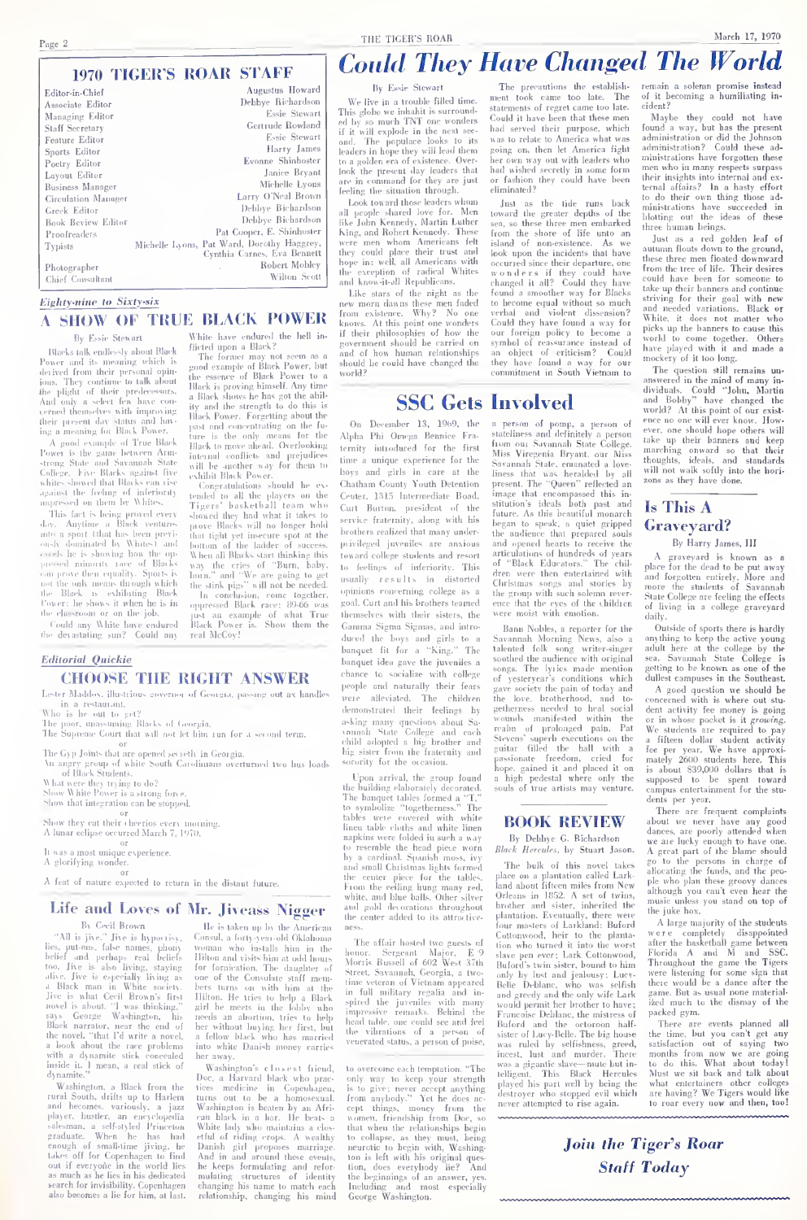## 1970 TIGER'S ROAR STAFF

| | |
|---|---|
| Editor-in-Chief | Augustus Howard |
| Associate Editor | Debbye Richardson |
| Managing Editor | Essie Stewart |
| Staff Secretary | Gertrude Rowland |
| Feature Editor | Essie Stewart |
| Sports Editor | Harry James |
| Poetry Editor | Evonne Shinhoster |
| Layout Editor | Janice Bryant |
| Business Manager | Michelle Lyons |
| Circulation Manager | Larry O'Neal Brown |
| Greek Editor | Debbye Richardson |
| Book Review Editor | Debbye Richardson |
| Proofreaders | Pat Cooper, E. Shinhoster |
| Typists | Michelle Lyons, Pat Ward, Dorothy Haggrey, Cynthia Carnes, Eva Bennett |
| Photographer | Robert Mobley |
| Chief Consultant | Wilton Scott |

*Eighty-nine to Sixty-six*

## A SHOW OF TRUE BLACK POWER

By Essie Stewart

Blacks talk endlessly about Black Power and its meaning which is derived from their personal opinions. They continue to talk about the plight of their predecessors. And only a select few have concerned themselves with improving their present day status and having a meaning for Black Power.

A good example of True Black Power is the game between Armstrong State and Savannah State College. Five Blacks against five whites showed that Blacks can rise against the feeling of inferiority impressed on them by Whites.

This fact is being proved every day. Anytime a Black ventures into a spot (that has been previously dominated by Whites) and excels he is showing how the oppressed minority race of Blacks can prove their equality. Sports is not the only means through which the Black is exhibiting Black Power; he shows it when he is in the classroom or on the job.

Could any White have endured the devastating sun? Could any White have endured the hell inflicted upon a Black?

The former may not seem as a good example of Black Power, but the essence of Black Power to a Black is proving himself. Any time a Black shows he has got the ability and the strength to do this is Black Power. Forgetting about the past and concentrating on the future is the only means for the Black to move ahead. Overlooking internal conflicts and prejudices will be another way for them to exhibit Black Power.

Congratulations should be extended to all the players on the Tigers' basketball team who showed they had what it takes to prove Blacks will no longer hold that tight yet insecure spot at the bottom of the ladder of success. When all Blacks start thinking this way the cries of "Burn, baby, burn," and "We are going to get the stink pigs" will not be needed.

In conclusion, come together, oppressed Black race: 89-66 was just an example of what True Black Power is. Show them the real McCoy!

*Editorial Quickie*

## CHOOSE THE RIGHT ANSWER

Lester Maddox, illustrious governor of Georgia, passing out ax handles in a restaurant.

Who is he out to get?

The poor, unassuming Blacks of Georgia.

The Supreme Court that will not let him run for a second term.

or

The Gyp Joints that are opened secretly in Georgia.

An angry group of white South Carolinians overturned two bus loads of Black Students.

What were they trying to do?

Show White Power is a strong force.

Show that integration can be stopped.

or

Show they eat their cheerios every morning.

A lunar eclipse occurred March 7, 1970.

or

It was a most unique experience.

A glorifying wonder.

or

A feat of nature expected to return in the distant future.

## Life and Loves of Mr. Jiveass Nigger

By Cecil Brown

"All is jive." Jive is hypocrisy, lies, put-ons, false names, phony belief and perhaps real beliefs too. Jive is also living, staying alive. Jive is especially living as a Black man in White society. Jive is what Cecil Brown's first novel is about. "I was thinking," says George Washington, his Black narrator, near the end of the novel, "that I'd write a novel, a book about the race problems with a dynamite stick concealed inside it. I mean, a real stick of dynamite."

Washington, a Black from the rural South, drifts up to Harlem and becomes, variously, a jazz player, hustler, an encyclopedia salesman, a self-styled Princeton graduate. When he has had enough of small-time jiving, he takes off for Copenhagen to find out if everyone in the world lies as much as he lies in his dedicated search for invisibility. Copenhagen also becomes a lie for him, at last.

He is taken up by the American Consul, a forty-year-old Oklahoma woman who installs him in the Hilton and visits him at odd hours for fornication. The daughter of one of the Consulate staff members turns on with him at the Hilton. He tries to help a Black girl he meets in the lobby who needs an abortion, tries to help her without buying her first, but a fellow black who has married into white Danish money carries her away.

Washington's closest friend, Doc, a Harvard black who practices medicine in Copenhagen, turns out to be a homosexual. Washington is beaten by an African black in a bar. He beats a White lady who maintains a clerical of riding crops. A wealthy Danish girl proposes marriage. And in and around these events, he keeps formulating and reformulating structures of identity changing his name to match each relationship, changing his mind to overcome each temptation. "The only way to keep your strength is to give; never accept anything from anybody." Yet he does accept things, money from the women, friendship from Doc, so that when the relationships begin to collapse, as they must, being neurotic to begin with, Washington is left with his original question, does everybody lie? And the beginnings of an answer, yes. Including and most especially George Washington.

# Could They Have Changed The World

By Essie Stewart

We live in a trouble filled time. This globe we inhabit is surrounded by so much TNT one wonders if it will explode in the next second. The populace looks to its leaders in hope they will lead them to a golden era of existence. Overlook the present day leaders that are in command for they are just feeling the situation through.

Look toward those leaders whom all people shared love for. Men like John Kennedy, Martin Luther King, and Robert Kennedy. These were men whom Americans felt they could place their trust and hope in; well, all Americans with the exception of radical Whites and know-it-all Republicans.

Like stars of the night as the new morn dawns these men faded from existence. Why? No one knows. At this point one wonders if their philosophies of how the government should be carried on and of how human relationships should be could have changed the world?

The precautions the establishment took came too late. The statements of regret came too late. Could it have been that these men had served their purpose, which was to relate to America what was going on, then let America fight her own way out with leaders who had wished secretly in some form or fashion they could have been eliminated?

Just as the tide runs back toward the greater depths of the sea, so these three men embarked from the shore of life unto an island of non-existence. As we look upon the incidents that have occurred since their departure, one wonders if they could have changed it all? Could they have found a smoother way for Blacks to become equal without so much verbal and violent dissension? Could they have found a way for our foreign policy to become a symbol of reassurance instead of an object of criticism? Could they have found a way for our commitment in South Vietnam to remain a solemn promise instead of it becoming a humiliating incident?

Maybe they could not have found a way, but has the present administration or did the Johnson administration? Could these administrations have forgotten these men who in many respects surpass their insights into internal and external affairs? In a hasty effort to do their own thing those administrations have succeeded in blotting out the ideas of these three human beings.

Just as a red golden leaf of autumn floats down to the ground, these three men floated downward from the tree of life. Their desires could have been for someone to take up their banners and continue striving for their goal with new and needed variations. Black or White, it does not matter who picks up the banners to cause this world to come together. Others have played with it and made a mockery of it too long.

The question still remains unanswered in the mind of many individuals. Could "John, Martin and Bobby" have changed the world? At this point of our existence no one will ever know. However, one should hope others will take up their banners and keep marching onward so that their thoughts, ideals, and standards will not walk softly into the horizons as they have done.

## SSC Gets Involved

On December 13, 1969, the Alpha Phi Omega Bennice Fraternity introduced for the first time a unique experience for the boys and girls in care at the Chatham County Youth Detention Center, 1315 Intermediate Road. Curt Burton, president of the service fraternity, along with his brothers realized that many underprivileged juveniles are anxious toward college students and resort to feelings of inferiority. This usually results in distorted opinions concerning college as a goal. Curt and his brothers teamed themselves with their sisters, the Gamma Sigma Sigmas, and introduced the boys and girls to a banquet fit for a "King." The banquet idea gave the juveniles a chance to socialize with college people and naturally their fears were alleviated. The children demonstrated their feelings by asking many questions about Savannah State College and each child adopted a big brother and big sister from the fraternity and sorority for the occasion.

Upon arrival, the group found the building elaborately decorated. The banquet tables formed a "T," to symbolize "togetherness." The tables were covered with white linen table cloths and white linen napkins were folded in such a way to resemble the head piece worn by a cardinal. Spanish moss, ivy and small Christmas lights formed the center piece for the tables. From the ceiling hung many red, white, and blue balls. Other silver and gold decorations throughout the center added to its attractiveness.

The affair hosted two guests of honor. Sergeant Major, E 9 Morris Bussell of 602 West 37th Street, Savannah, Georgia, a two-time veteran of Vietnam appeared in full military regalia and inspired the juveniles with many impressive remarks. Behind the head table, one could see and feel the vibrations of a person of venerated status, a person of poise, a person of pomp, a person of stateliness and definitely a person from our Savannah State College. Miss Virgenia Bryant, our Miss Savannah State, emanated a loveliness that was heralded by all present. The "Queen" reflected an image that encompassed this institution's ideals both past and future. As this beautiful monarch began to speak, a quiet gripped the audience that prepared souls and opened hearts to receive the articulations of hundreds of years of "Black Educators." The children were then entertained with Christmas songs and stories by the group with such solemn reverence that the eyes of the children were moist with emotion.

Bann Nobles, a reporter for the Savannah Morning News, also a talented folk song writer-singer soothed the audience with original songs. The lyrics made mention of yesteryear's conditions which gave society the pain of today and the love, brotherhood, and togetherness needed to heal social wounds manifested within the realm of prolonged pain. Pat Stevens' superb executions on the guitar filled the hall with a passionate freedom, cried for hope, gained it and placed it on a high pedestal where only the souls of true artists may venture.

## BOOK REVIEW

By Debbye G. Richardson

*Black Hercules*, by Stuart Jason.

The bulk of this novel takes place on a plantation called Larkland about fifteen miles from New Orleans in 1852. A set of twins, brother and sister, inherited the plantation. Eventually, there were four masters of Larkland: Buford Cottonwood, heir to the plantation who turned it into the worst slave pen ever; Lark Cottonwood, Buford's twin sister, bound to him only by lust and jealousy; Lucy-Belle Deblanc, who was selfish and greedy and the only wife Lark would permit her brother to have; Francoise Deblanc, the mistress of Buford and the octoroon half-sister of Lucy-Belle. The big house was ruled by selfishness, greed, incest, lust and murder. There was a gigantic slave—mute but intelligent. This Black Hercules played his part well by being the destroyer who stopped evil which never attempted to rise again.

## Is This A Graveyard?

By Harry James, III

A graveyard is known as a place for the dead to be put away and forgotten entirely. More and more the students of Savannah State College are feeling the effects of living in a college graveyard daily.

Outside of sports there is hardly anything to keep the active young adult here at the college by the sea. Savannah State College is getting to be known as one of the dullest campuses in the Southeast.

A good question we should be concerned with is where out student activity fee money is going or in whose pocket is it *growing*. We students are required to pay a fifteen dollar student activity fee per year. We have approximately 2600 students here. This is about $39,000 dollars that is supposed to be spent toward campus entertainment for the students per year.

There are frequent complaints about we never have any good dances, are poorly attended when we are lucky enough to have one. A great part of the blame should go to the persons in charge of allocating the funds, and the people who plan these groovy dances although you can't even hear the music unless you stand on top of the juke box.

A large majority of the students were completely disappointed after the basketball game between Florida A and M and SSC. Throughout the game the Tigers were listening for some sign that there would be a dance after the game. But as usual none materialized much to the dismay of the packed gym.

There are events planned all the time, but you can't get any satisfaction out of saying two months from now we are going to do this. What about today! Must we sit back and talk about what entertainers other colleges are having? We Tigers would like to roar every now and then, too!

***Join the Tiger's Roar Staff Today***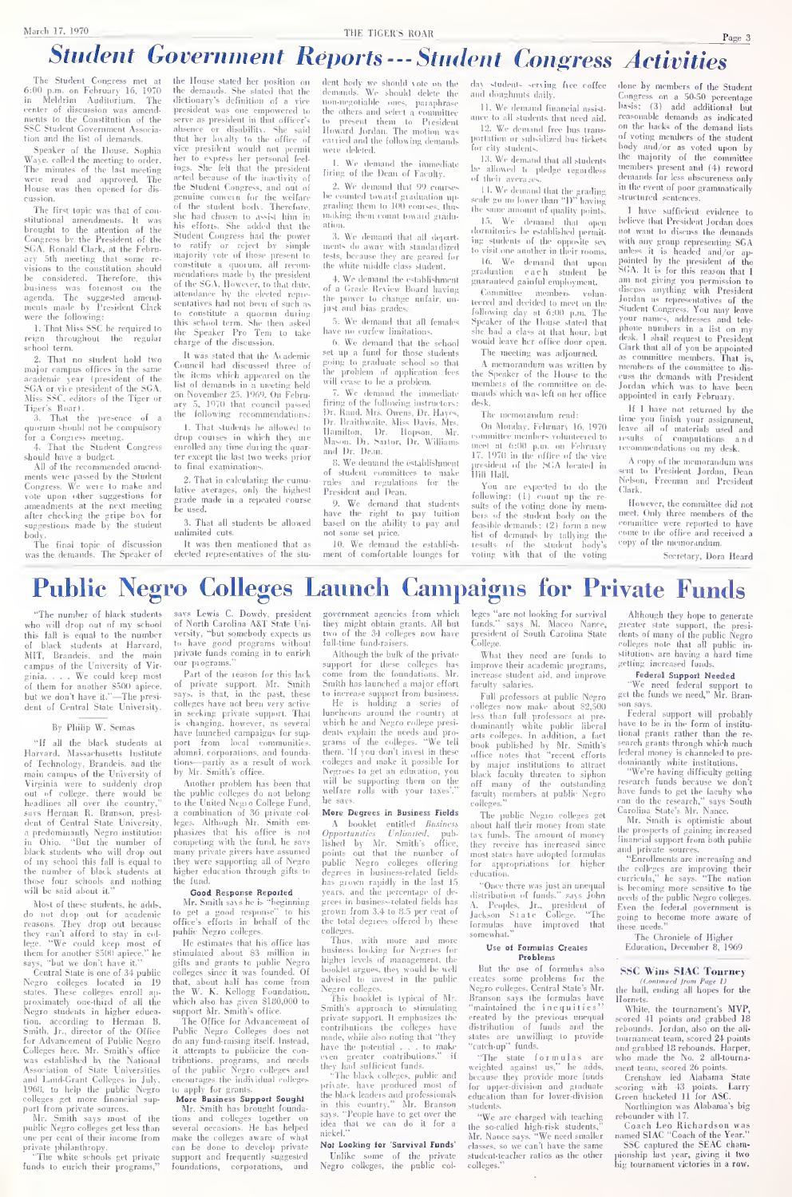# Student Government Reports --- Student Congress Activities

The Student Congress met at 6:00 p.m. on February 16, 1970 in Meldrim Auditorium. The center of discussion was amendments to the Constitution of the SSC Student Government Association and the list of demands.

Speaker of the House, Sophia Waye, called the meeting to order. The minutes of the last meeting were read and approved. The House was then opened for discussion.

The first topic was that of constitutional amendments. It was brought to the attention of the Congress by the President of the SGA, Ronald Clark, at the February 5th meeting that some revisions to the constitution should be considered. Therefore, this business was foremost on the agenda. The suggested amendments made by President Clark were the following:

1. That Miss SSC be required to reign throughout the regular school term.

2. That no student hold two major campus offices in the same academic year (president of the SGA or vice president of the SGA, Miss SSC, editors of the Tiger or Tiger's Roar).

3. That the presence of a quorum should not be compulsory for a Congress meeting.

4. That the Student Congress should have a budget.

All of the recommended amendments were passed by the Student Congress. We were to make and vote upon other suggestions for amendments at the next meeting after checking the gripe box for suggestions made by the student body.

The final topic of discussion was the demands. The Speaker of the House stated her position on the demands. She stated that the dictionary's definition of a vice president was one empowered to serve as president in that officer's absence or disability. She said that her loyalty to the office of vice president would not permit her to express her personal feelings. She felt that the president acted because of the inactivity of the Student Congress, and out of genuine concern for the welfare of the student body. Therefore, she had chosen to assist him in his efforts. She added that the Student Congress had the power to ratify or reject by simple majority vote of those present to constitute a quorum, all recommendations made by the president of the SGA. However, to that date, attendance by the elected representatives had not been of such as to constitute a quorum during this school term. She then asked the Speaker Pro Tem to take charge of the discussion.

It was stated that the Academic Council had discussed three of the items which appeared on the list of demands in a meeting held on November 25, 1969. On February 5, 1970 that council passed the following recommendations:

1. That students be allowed to drop courses in which they are enrolled any time during the quarter except the last two weeks prior to final examinations.

2. That in calculating the cumulative averages, only the highest grade made in a repeated course be used.

3. That all students be allowed unlimited cuts.

It was then mentioned that as elected representatives of the student body we should vote on the demands. We should delete the non-negotiable ones, paraphrase the others and select a committee to present them to President Howard Jordan. The motion was carried and the following demands were deleted.

1. We demand the immediate firing of the Dean of Faculty.

2. We demand that 99 courses be counted toward graduation upgrading them to 100 courses, thus making them count toward graduation.

3. We demand that all departments do away with standardized tests, because they are geared for the white middle class student.

4. We demand the establishment of a Grade Review Board having the power to change unfair, unjust and bias grades.

5. We demand that all females have no curfew limitations.

6. We demand that the school set up a fund for those students going to graduate school so that the problem of application fees will cease to be a problem.

7. We demand the immediate firing of the following instructors: Dr. Rand, Mrs. Owens, Dr. Hayes, Dr. Braithwaite, Miss Davis, Mrs. Hamilton, Dr. Hopson, Mr. Mason, Dr. Sartor, Dr. Williams and Dr. Dean.

8. We demand the establishment of student committees to make rules and regulations for the President and Dean.

9. We demand that students have the right to pay tuition based on the ability to pay and not some set price.

10. We demand the establishment of comfortable lounges for day students serving free coffee and doughnuts daily.

11. We demand financial assistance to all students that need aid.

12. We demand free bus transportation or subsidized bus tickets for city students.

13. We demand that all students be allowed to pledge regardless of their averages.

14. We demand that the grading scale go no lower than "D" having the same amount of quality points.

15. We demand that open dormitories be established permitting students of the opposite sex to visit one another in their rooms.

16. We demand that upon graduation each student be guaranteed gainful employment.

Committee members volunteered and decided to meet on the following day at 6:00 p.m. The Speaker of the House stated that she had a class at that hour, but would leave her office door open.

The meeting was adjourned.

A memorandum was written by the Speaker of the House to the members of the committee on demands which was left on her office desk.

The memorandum read:

On Monday, February 16, 1970 committee members volunteered to meet at 6:00 p.m. on February 17, 1970 in the office of the vice president of the SGA located in Hill Hall.

You are expected to do the following: (1) count up the results of the voting done by members of the student body on the feasible demands; (2) form a new list of demands by tallying the results of the student body's voting with that of the voting done by members of the Student Congress on a 50-50 percentage basis; (3) add additional but reasonable demands as indicated on the backs of the demand lists of voting members of the student body and/or as voted upon by the majority of the committee members present and (4) reword demands for less obscureness only in the event of poor grammatically structured sentences.

I have sufficient evidence to believe that President Jordan does not want to discuss the demands with any group representing SGA unless it is headed and/or appointed by the president of the SGA. It is for this reason that I am not giving you permission to discuss anything with President Jordan as representatives of the Student Congress. You may leave your names, addresses and telephone numbers in a list on my desk. I shall request to President Clark that all of you be appointed as committee members. That is, members of the committee to discuss the demands with President Jordan which was to have been appointed in early February.

If I have not returned by the time you finish your assignment, leave all of materials used and results of computations and recommendations on my desk.

A copy of the memorandum was sent to President Jordan, Dean Nelson, Freeman and President Clark.

However, the committee did not meet. Only three members of the committee were reported to have come to the office and received a copy of the memorandum.

Secretary, Dora Heard

# Public Negro Colleges Launch Campaigns for Private Funds

"The number of black students who will drop out of my school this fall is equal to the number of black students at Harvard, MIT, Brandeis, and the main campus of the University of Virginia. . . . We could keep most of them for another $500 apiece, but we don't have it."—The president of Central State University.

By Philip W. Semas

"If all the black students at Harvard, Massachusetts Institute of Technology, Brandeis, and the main campus of the University of Virginia were to suddenly drop out of college, there would be headlines all over the country," says Herman R. Branson, president of Central State University, a predominantly Negro institution in Ohio. "But the number of black students who will drop out of my school this fall is equal to the number of black students at those four schools and nothing will be said about it."

Most of these students, he adds, do not drop out for academic reasons. They drop out because they can't afford to stay in college. "We could keep most of them for another $500 apiece," he says, "but we don't have it."

Central State is one of 34 public Negro colleges located in 19 states. These colleges enroll approximately one-third of all the Negro students in higher education, according to Herman B. Smith, Jr., director of the Office for Advancement of Public Negro Colleges here. Mr. Smith's office was established by the National Association of State Universities and Land-Grant Colleges in July, 1968, to help the public Negro colleges get more financial support from private sources.

Mr. Smith says most of the public Negro colleges get less than one per cent of their income from private philanthropy.

"The white schools get private funds to enrich their programs," says Lewis C. Dowdy, president of North Carolina A&T State University, "but somebody expects us to have good programs without private funds coming in to enrich our programs."

Part of the reason for this lack of private support, Mr. Smith says, is that, in the past, these colleges have not been very active in seeking private support. That is changing, however, as several have launched campaigns for support from local communities, alumni, corporations, and foundations—partly as a result of work by Mr. Smith's office.

Another problem has been that the public colleges do not belong to the United Negro College Fund, a combination of 36 private colleges. Although Mr. Smith emphasizes that his office is not competing with the fund, he says many private givers have assumed they were supporting all of Negro higher education through gifts to the fund.

## Good Response Reported

Mr. Smith says he is "beginning to get a good response" to his office's efforts in behalf of the public Negro colleges.

He estimates that his office has stimulated about $3 million in gifts and grants to public Negro colleges since it was founded. Of that, about half has come from the W. K. Kellogg Foundation, which also has given $180,000 to support Mr. Smith's office.

The Office for Advancement of Public Negro Colleges does not do any fund-raising itself. Instead, it attempts to publicize the contributions, programs, and needs of the public Negro colleges and encourages the individual colleges to apply for grants.

## More Business Support Sought

Mr. Smith has brought foundations and colleges together on several occasions. He has helped make the colleges aware of what can be done to develop private support and frequently suggested foundations, corporations, and government agencies from which they might obtain grants. All but two of the 34 colleges now have full-time fund-raisers.

Although the bulk of the private support for these colleges has come from the foundations, Mr. Smith has launched a major effort to increase support from business. He is holding a series of luncheons around the country at which he and Negro college presidents explain the needs and programs of the colleges. "We tell them, 'If you don't invest in these colleges and make it possible for Negroes to get an education, you will be supporting them on the welfare rolls with your taxes'," he says.

## More Degrees in Business Fields

A booklet entitled *Business Opportunities Unlimited*, published by Mr. Smith's office, points out that the number of public Negro colleges offering degrees in business-related fields has grown rapidly in the last 15 years, and the percentage of degrees in business-related fields has grown from 3.4 to 8.5 per cent of the total degrees offered by these colleges.

Thus, with more and more business looking for Negroes for higher levels of management, the booklet argues, they would be well advised to invest in the public Negro colleges.

This booklet is typical of Mr. Smith's approach to stimulating private support. It emphasizes the contributions the colleges have made, while also noting that "they have the potential . . . to make even greater contributions," if they had sufficient funds.

"The black colleges, public and private, have produced most of the black leaders and professionals in this country," Mr. Branson says. "People have to get over the idea that we can do it for a nickel."

## Not Looking for 'Survival Funds'

Unlike some of the private Negro colleges, the public colleges "are not looking for survival funds," says M. Maceo Nance, president of South Carolina State College.

What they need are funds to improve their academic programs, increase student aid, and improve faculty salaries.

Full professors at public Negro colleges now make about $2,500 less than full professors at predominantly white public liberal arts colleges. In addition, a fact book published by Mr. Smith's office notes that "recent efforts by major institutions to attract black faculty threaten to siphon off many of the outstanding faculty members at public Negro colleges."

The public Negro colleges get about half their money from state tax funds. The amount of money they receive has increased since most states have adopted formulas for appropriations for higher education.

"Once there was just an unequal distribution of funds," says John A. Peoples, Jr., president of Jackson State College. "The formulas have improved that somewhat."

## Use of Formulas Creates Problems

But the use of formulas also creates some problems for the Negro colleges. Central State's Mr. Branson says the formulas have "maintained the inequities" created by the previous unequal distribution of funds and the states are unwilling to provide "catch-up" funds.

"The state formulas are weighted against us," he adds, because they provide more funds for upper-division and graduate education than for lower-division students.

"We are charged with teaching the so-called high-risk students," Mr. Nance says. "We need smaller classes, so we can't have the same student-teacher ratios as the other colleges."

Although they hope to generate greater state support, the presidents of many of the public Negro colleges note that all public institutions are having a hard time getting increased funds.

## Federal Support Needed

"We need federal support to get the funds we need," Mr. Branson says.

Federal support will probably have to be in the form of institutional grants rather than the research grants through which much federal money is channeled to predominantly white institutions.

"We're having difficulty getting research funds because we don't have funds to get the faculty who can do the research," says South Carolina State's Mr. Nance.

Mr. Smith is optimistic about the prospects of gaining increased financial support from both public and private sources.

"Enrollments are increasing and the colleges are improving their curricula," he says. "The nation is becoming more sensitive to the needs of the public Negro colleges. Even the federal government is going to become more aware of these needs."

The Chronicle of Higher Education, December 8, 1969

## SSC Wins SIAC Tourney

*(Continued from Page 1)*

the ball, ending all hopes for the Hornets.

White, the tournament's MVP, scored 41 points and grabbed 18 rebounds. Jordan, also on the all-tournament team, scored 24 points and grabbed 18 rebounds. Harper, who made the No. 2 all-tournament team, scored 26 points.

Crenshaw led Alabama State scoring with 43 points. Larry Green bucketed 11 for ASC.

Northington was Alabama's big rebounder with 17.

Coach Leo Richardson was named SIAC "Coach of the Year."

SSC captured the SEAC championship last year, giving it two big tournament victories in a row.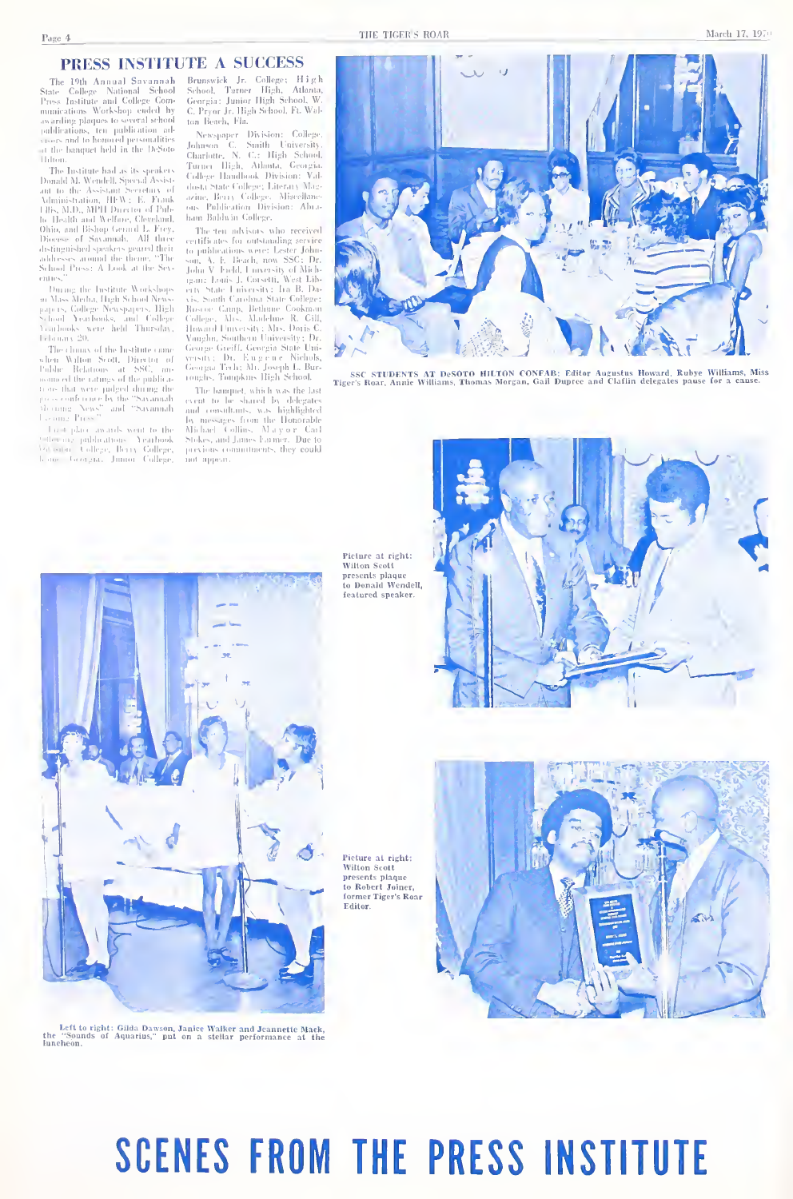# PRESS INSTITUTE A SUCCESS

The 19th Annual Savannah State College National School Press Institute and College Communications Workshop ended by awarding plaques to several school publications, ten publication advisors and to honored personalities at the banquet held in the DeSoto Hilton.

The Institute had as its speakers Donald M. Wendell, Special Assistant to the Assistant Secretary of Administration, HEW; E. Frank Ellis, M.D., MPH Director of Public Health and Welfare, Cleveland, Ohio, and Bishop Gerard L. Frey, Diocese of Savannah. All three distinguished speakers geared their addresses around the theme, "The School Press: A Look at the Seventies."

During the Institute Workshops on Mass Media, High School Newspapers, College Newspapers, High School Yearbooks, and College Yearbooks were held Thursday, February 20.

The climax of the Institute came when Wilton Scott, Director of Public Relations at SSC, announced the ratings of the publications that were judged during the press conference by the "Savannah Morning News" and "Savannah Evening Press."

First place awards went to the following publications: Yearbook Division: College, Berry College, Rome, Georgia, Junior College, Brunswick Jr. College; High School, Turner High, Atlanta, Georgia; Junior High School, W. C. Pryor Jr. High School, Ft. Walton Beach, Fla.

Newspaper Division: College, Johnson C. Smith University, Charlotte, N. C.; High School, Turner High, Atlanta, Georgia. College Handbook Division: Valdosta State College; Literary Magazine, Berry College. Miscellaneous Publication Division: Abraham Baldwin College.

The ten advisors who received certificates for outstanding service to publications were: Lester Johnson, A. E. Beach, now SSC; Dr. John V. Field, University of Michigan; Louis J. Corsetti, West Liberty State University; Ira B. Davis, South Carolina State College; Roscoe Camp, Bethune Cookman College, Mrs. Madeline R. Gill, Howard University; Mrs. Doris C. Vaughn, Southern University; Dr. George Greiff, Georgia State University; Dr. Eugene Nichols, Georgia Tech; Mr. Joseph L. Burroughs, Tompkins High School.

The banquet, which was the last event to be shared by delegates and consultants, was highlighted by messages from the Honorable Michael Collins, Mayor Carl Stokes, and James Farmer. Due to previous commitments, they could not appear.

SSC STUDENTS AT DeSOTO HILTON CONFAB: Editor Augustus Howard, Rubye Williams, Miss Tiger's Roar, Annie Williams, Thomas Morgan, Gail Dupree and Claflin delegates pause for a cause.

Picture at right: Wilton Scott presents plaque to Donald Wendell, featured speaker.

Picture at right: Wilton Scott presents plaque to Robert Joiner, former Tiger's Roar Editor.

Left to right: Gilda Dawson, Janice Walker and Jeannette Mack, the "Sounds of Aquarius," put on a stellar performance at the luncheon.

# SCENES FROM THE PRESS INSTITUTE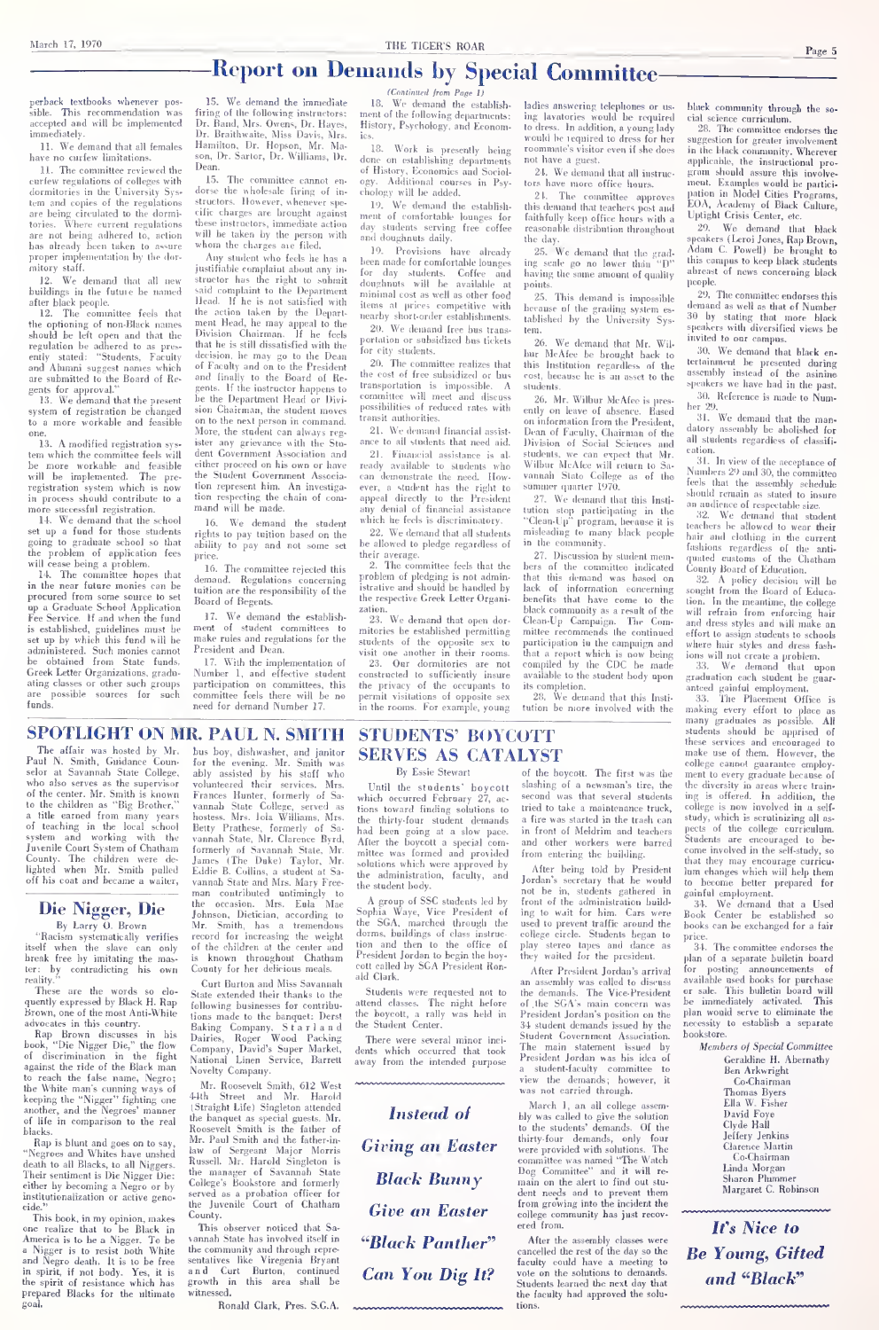## Report on Demands by Special Committee

perback textbooks whenever possible. This recommendation was accepted and will be implemented immediately.

11. We demand that all females have no curfew limitations.

11. The committee reviewed the curfew regulations of colleges with dormitories in the University System and copies of the regulations are being circulated to the dormitories. Where current regulations are not being adhered to, action has already been taken to assure proper implementation by the dormitory staff.

12. We demand that all new buildings in the future be named after black people.

12. The committee feels that the optioning of non-Black names should be left open and that the regulation be adhered to as presently stated: "Students, Faculty and Alumni suggest names which are submitted to the Board of Regents for approval."

13. We demand that the present system of registration be changed to a more workable and feasible one.

13. A modified registration system which the committee feels will be more workable and feasible will be implemented. The preregistration system which is now in process should contribute to a more successful registration.

14. We demand that the school set up a fund for those students going to graduate school so that the problem of application fees will cease being a problem.

14. The committee hopes that in the near future monies can be procured from some source to set up a Graduate School Application Fee Service. If and when the fund is established, guidelines must be set up by which this fund will be administered. Such monies cannot be obtained from State funds. Greek Letter Organizations, graduating classes or other such groups are possible sources for such funds.

15. We demand the immediate firing of the following instructors: Dr. Band, Mrs. Owens, Dr. Hayes, Dr. Braithwaite, Miss Davis, Mrs. Hamilton, Dr. Hopson, Mr. Mason, Dr. Sartor, Dr. Williams, Dr. Dean.

15. The committee cannot endorse the wholesale firing of instructors. However, whenever specific charges are brought against these instructors, immediate action will be taken by the person with whom the charges are filed.

Any student who feels he has a justifiable complaint about any instructor has the right to submit said complaint to the Department Head. If he is not satisfied with the action taken by the Department Head, he may appeal to the Division Chairman. If he feels that he is still dissatisfied with the decision, he may go to the Dean of Faculty and on to the President and finally to the Board of Regents. If the instructor happens to be the Department Head or Division Chairman, the student moves on to the next person in command. More, the student can always register any grievance with the Student Government Association and either proceed on his own or have the Student Government Association represent him. An investigation respecting the chain of command will be made.

16. We demand the student rights to pay tuition based on the ability to pay and not some set price.

16. The committee rejected this demand. Regulations concerning tuition are the responsibility of the Board of Regents.

17. We demand the establishment of student committees to make rules and regulations for the President and Dean.

17. With the implementation of Number 1, and effective student participation on committees, this committee feels there will be no need for demand Number 17.

*(Continued from Page 1)*

18. We demand the establishment of the following departments: History, Psychology, and Economics.

18. Work is presently being done on establishing departments of History, Economics and Sociology. Additional courses in Psychology will be added.

19. We demand the establishment of comfortable lounges for day students serving free coffee and doughnuts daily.

19. Provisions have already been made for comfortable lounges for day students. Coffee and doughnuts will be available at minimal cost as well as other food items at prices competitive with nearby short-order establishments.

20. We demand free bus transportation or subsidized bus tickets for city students.

20. The committee realizes that the cost of free subsidized or bus transportation is impossible. A committee will meet and discuss possibilities of reduced rates with transit authorities.

21. We demand financial assistance to all students that need aid.

21. Financial assistance is already available to students who can demonstrate the need. However, a student has the right to appeal directly to the President any denial of financial assistance which he feels is discriminatory.

22. We demand that all students be allowed to pledge regardless of their average.

2. The committee feels that the problem of pledging is not administrative and should be handled by the respective Greek Letter Organization.

23. We demand that open dormitories be established permitting students of the opposite sex to visit one another in their rooms.

23. Our dormitories are not constructed to sufficiently insure the privacy of the occupants to permit visitations of opposite sex in the rooms. For example, young ladies answering telephones or using lavatories would be required to dress. In addition, a young lady would be required to dress for her roommate's visitor even if she does not have a guest.

24. We demand that all instructors have more office hours.

24. The committee approves this demand that teachers post and faithfully keep office hours with a reasonable distribution throughout the day.

25. We demand that the grading scale go no lower than "D" and having the same amount of quality points.

25. This demand is impossible because of the grading system established by the University System.

26. We demand that Mr. Wilbur McAfee be brought back to this Institution regardless of the cost, because he is an asset to the students.

26. Mr. Wilbur McAfee is presently on leave of absence. Based on information from the President, Dean of Faculty, Chairman of the Division of Social Sciences and students, we can expect that Mr. Wilbur McAfee will return to Savannah State College as of the summer quarter 1970.

27. We demand that this Institution stop participating in the "Clean-Up" program, because it is misleading to many black people in the community.

27. Discussion by student members of the committee indicated that this demand was based on lack of information concerning benefits that have come to the black community as a result of the Clean-Up Campaign. The Committee recommends the continued participation in the campaign and that a report which is now being compiled by the CDC be made available to the student body upon its completion.

28. We demand that this Institution be more involved with the black community through the social science curriculum.

28. The committee endorses the suggestion for greater involvement in the black community. Wherever applicable, the instructional program should assure this involvement. Examples would be participation in Model Cities Programs, EOA, Academy of Black Culture, Uptight Crisis Center, etc.

29. We demand that black speakers (Leroi Jones, Rap Brown, Adam C. Powell) be brought to this campus to keep black students abreast of news concerning black people.

29. The committee endorses this demand as well as that of Number 30 by stating that more black speakers with diversified views be invited to our campus.

30. We demand that black entertainment be presented during assembly instead of the asinine speakers we have had in the past.

30. Reference is made to Number 29.

31. We demand that the mandatory assembly be abolished for all students regardless of classification.

31. In view of the acceptance of Numbers 29 and 30, the committee feels that the assembly schedule should remain as stated to insure an audience of respectable size.

32. We demand that student teachers be allowed to wear their hair and clothing in the current fashions regardless of the antiquated customs of the Chatham County Board of Education.

32. A policy decision will be sought from the Board of Education. In the meantime, the college will refrain from enforcing hair and dress styles and will make an effort to assign students to schools where hair styles and dress fashions will not create a problem.

33. We demand that upon graduation each student be guaranteed gainful employment.

33. The Placement Office is making every effort to place as many graduates as possible. All students should be apprised of these services and encouraged to make use of them. However, the college cannot guarantee employment to every graduate because of the diversity in areas where training is offered. In addition, the college is now involved in a self-study, which is scrutinizing all aspects of the college curriculum. Students are encouraged to become involved in the self-study, so that they may encourage curriculum changes which will help them to become better prepared for gainful employment.

34. We demand that a Used Book Center be established so books can be exchanged for a fair price.

34. The committee endorses the plan of a separate bulletin board for posting announcements of available used books for purchase or sale. This bulletin board will be immediately activated. This plan would serve to eliminate the necessity to establish a separate bookstore.

*Members of Special Committee*

Geraldine H. Abernathy
Ben Arkwright
Co-Chairman
Thomas Byers
Ella W. Fisher
David Foye
Clyde Hall
Jeffery Jenkins
Clarence Martin
Co-Chairman
Linda Morgan
Sharon Plummer
Margaret C. Robinson

## SPOTLIGHT ON MR. PAUL N. SMITH

The affair was hosted by Mr. Paul N. Smith, Guidance Counselor at Savannah State College, who also serves as the supervisor of the center. Mr. Smith is known to the children as "Big Brother," a title earned from many years of teaching in the local school system and working with the Juvenile Court System of Chatham County. The children were delighted when Mr. Smith pulled off his coat and became a waiter, bus boy, dishwasher, and janitor for the evening. Mr. Smith was ably assisted by his staff who volunteered their services. Mrs. Frances Hunter, formerly of Savannah State College, served as hostess. Mrs. Iola Williams, Mrs. Betty Prathese, formerly of Savannah State, Mr. Clarence Byrd, formerly of Savannah State, Mr. James (The Duke) Taylor, Mr. Eddie B. Collins, a student at Savannah State and Mrs. Mary Freeman contributed untiringly to the occasion. Mrs. Eula Mae Johnson, Dietician, according to Mr. Smith, has a tremendous record for increasing the weight of the children at the center and is known throughout Chatham County for her delicious meals.

Curt Burton and Miss Savannah State extended their thanks to the following businesses for contributions made to the banquet: Derst Baking Company, Starland Dairies, Roger Wood Packing Company, David's Super Market, National Linen Service, Barrett Novelty Company.

Mr. Roosevelt Smith, 612 West 44th Street and Mr. Harold (Straight Life) Singleton attended the banquet as special guests. Mr. Roosevelt Smith is the father of Mr. Paul Smith and the father-in-law of Sergeant Major Morris Russell. Mr. Harold Singleton is the manager of Savannah State College's Bookstore and formerly served as a probation officer for the Juvenile Court of Chatham County.

This observer noticed that Savannah State has involved itself in the community and through representatives like Viregenia Bryant and Curt Burton, continued growth in this area shall be witnessed.

Ronald Clark, Pres. S.G.A.

## Die Nigger, Die

By Larry O. Brown

"Racism systematically verifies itself when the slave can only break free by imitating the master: by contradicting his own reality."

These are the words so eloquently expressed by Black H. Rap Brown, one of the most Anti-White advocates in this country.

Rap Brown discusses in his book, "Die Nigger Die," the flow of discrimination in the fight against the ride of the Black man to reach the false name, Negro; the White man's cunning ways of keeping the "Nigger" fighting one another, and the Negroes' manner of life in comparison to the real blacks.

Rap is blunt and goes on to say, "Negroes and Whites have unshed death to all Blacks, to all Niggers. Their sentiment is Die Nigger Die: either by becoming a Negro or by institutionalization or active genocide."

This book, in my opinion, makes one realize that to be Black in America is to be a Nigger. To be a Nigger is to resist both White and Negro death. It is to be free in spirit, if not body. Yes, it is the spirit of resistance which has prepared Blacks for the ultimate goal.

## STUDENTS' BOYCOTT SERVES AS CATALYST

By Essie Stewart

Until the students' boycott which occurred February 27, actions toward finding solutions to the thirty-four student demands had been going at a slow pace. After the boycott a special committee was formed and provided solutions which were approved by the administration, faculty, and the student body.

A group of SSC students led by Sophia Waye, Vice President of the SGA, marched through the dorms, buildings of class instruction and then to the office of President Jordan to begin the boycott called by SGA President Ronald Clark.

Students were requested not to attend classes. The night before the boycott, a rally was held in the Student Center.

There were several minor incidents which occurred that took away from the intended purpose of the boycott. The first was the slashing of a newsman's tire, the second was that several students tried to take a maintenance truck, a fire was started in the trash can in front of Meldrim and teachers and other workers were barred from entering the building.

After being told by President Jordan's secretary that he would not be in, students gathered in front of the administration building to wait for him. Cars were used to prevent traffic around the college circle. Students began to play stereo tapes and dance as they waited for the president.

After President Jordan's arrival an assembly was called to discuss the demands. The Vice-President of the SGA's main concern was President Jordan's position on the 34 student demands issued by the Student Government Association. The main statement issued by President Jordan was his idea of a student-faculty committee to view the demands; however, it was not carried through.

March 1, an all college assembly was called to give the solution to the students' demands. Of the thirty-four demands, only four were provided with solutions. The committee was named "The Watch Dog Committee" and it will remain on the alert to find out student needs and to prevent them from growing into the incident the college community has just recovered from.

After the assembly classes were cancelled the rest of the day so the faculty could have a meeting to vote on the solutions to demands. Students learned the next day that the faculty had approved the solutions.

*Instead of Giving an Easter Black Bunny Give an Easter "Black Panther" Can You Dig It?*

*It's Nice to Be Young, Gifted and "Black"*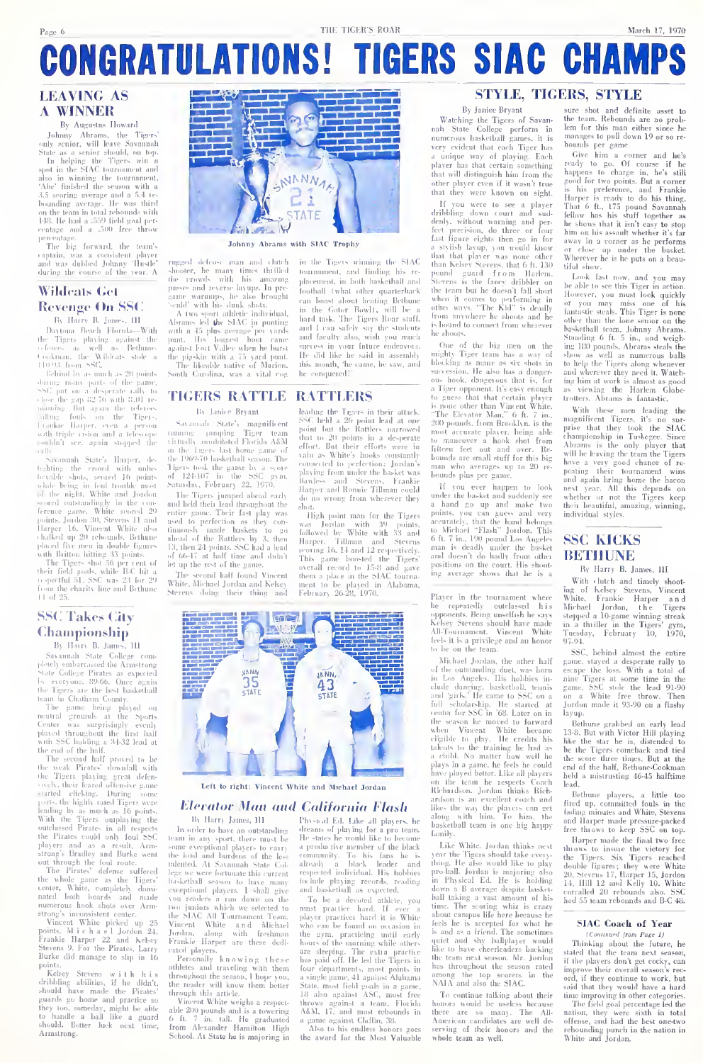# CONGRATULATIONS! TIGERS SIAC CHAMPS

## LEAVING AS A WINNER

By Augustus Howard

Johnny Abrams, the Tigers' only senior, will leave Savannah State as a senior should, on top.

In helping the Tigers win a spot in the SIAC tournament and also in winning the tournament, 'Abe' finished the season with a 3.5 scoring average and a 5.4 rebounding average. He was third on the team in total rebounds with 148. He had a .539 field goal percentage and a .500 free throw percentage.

The big forward, the team's captain, was a consistent player and was dubbed Johnny 'Hustle' during the course of the year. A rugged defense man and clutch shooter, he many times thrilled the crowds with his amazing passes and reverse layups. In pregame warmups, he also brought 'senile' with his dunk shots.

A two sport athletic individual, Abrams led the SIAC in punting with a 45 plus average per yards punt. His longest boot came against Fort Valley when he burst the pigskin with a 75 yard punt.

The likeable native of Marion, South Carolina, was a vital cog in the Tigers winning the SIAC tournament, and finding his replacement, in both basketball and football (what other quarterback can boast about beating Bethune in the Gator Bowl), will be a hard task. The Tigers Roar staff, and I can safely say the students and faculty also, wish you much success in your future endeavors. He did like he said in assembly this month, 'he came, he saw, and he conquered!'

Johnny Abrams with SIAC Trophy

## Wildcats Get Revenge On SSC

By Harry B. James, III

Daytona Beach Florida—With the Tigers playing against the referees as well as Bethune-Cookman, the Wildcats stole a 110-93 from SSC.

Behind by as much as 20 points during many parts of the game, SSC put on a desperate rally to close the gap 92-76 with 3:01 remaining. But again the referees calling fouls on the Tigers, Frankie Harper, even a person with triple vision and a telescope couldn't see, again stopped the rally.

Savannah State's Harper, delighting the crowd with unbelievable shots, scored 16 points while being in foul trouble most of the night. White and Jordon scored outstandingly in the conference game. White scored 20 points, Jordon 30, Stevens 11 and Harper 16. Vincent White also chalked up 20 rebounds. Bethune placed five men in double figures with Britton hitting 33 points.

The Tigers shot 56 per cent of their field goals, while B-C hit a respectful 51. SSC was 23 for 29 from the charity line and Bethune 14 of 25.

## SSC Takes City Championship

By Harry B. James, III

Savannah State College completely embarrassed the Armstrong State College Pirates as expected by everyone, 89-66. Once again the Tigers are the best basketball team in Chatham County.

The game being played on neutral grounds at the Sports Center was surprisingly evenly played throughout the first half with SSC holding a 34-32 lead at the end of the half.

The second half proved to be the weak Pirates' downfall with the Tigers playing great defensively, their feared offensive game started clicking. During some parts, the highly rated Tigers were leading by as much as 16 points. With the Tigers outplaying the outclassed Pirates in all respects the Pirates could only foul SSC players and as a result, Armstrong's Bradley and Burke went out through the foul route.

The Pirates' defense suffered the whole game as the Tigers' center, White, completely dominated both boards and made numerous hook shots over Armstrong's inconsistent center.

Vincent White picked up 25 points, Michael Jordon 24, Frankie Harper 22 and Kelsey Stevens 9. For the Pirates, Larry Burke did manage to slip in 16 points.

Kelsey Stevens with his dribbling abilities, if he didn't, should have made the Pirates' guards go home and practice so they too, someday, might be able to handle a ball like a guard should. Better luck next time, Armstrong.

## TIGERS RATTLE RATTLERS

By Janice Bryant

Savannah State's magnificent running jumping Tiger team virtually annihilated Florida A&M in the Tigers last home game of the 1969-70 basketball season. The Tigers took the game by a score of 124-107 in the SSC gym, Saturday, February 22, 1970.

The Tigers jumped ahead early and held their lead throughout the entire game. Their fast play was used to perfection as they continuously made baskets to go ahead of the Rattlers by 3, then 13, then 24 points. SSC had a lead of 66-47 at half time and didn't let up the rest of the game.

The second half found Vincent White, Michael Jordan and Kelsey Stevens doing their thing and leading the Tigers in their attack. SSC held a 26 point lead at one point but the Rattlers narrowed that to 20 points in a desperate effort. But their efforts were in vain as White's hooks constantly connected to perfection; Jordan's playing from under the basket was flawless and Stevens, Frankie Harper and Ronnie Tillman could do no wrong from wherever they shot.

High point man for the Tigers was Jordan with 39 points, followed by White with 33 and Harper, Tillman and Stevens scoring 16, 14 and 12 respectively. This game boosted the Tigers' overall record to 15-8 and gave them a place in the SIAC tournament to be played in Alabama, February 26-28, 1970.

Left to right: Vincent White and Michael Jordan

## Elevator Man and California Flash

By Harry James, III

In order to have an outstanding team in any sport, there must be some exceptional players to carry the load and burdens of the less talented. At Savannah State College we were fortunate this current basketball season to have many exceptional players. I shall give you readers a run down on the two juniors which we selected to the SIAC All Tournament Team, Vincent White and Michael Jordan, along with freshman Frankie Harper are these dedicated players.

Personally knowing these athletes and traveling with them throughout the season, I hope you, the reader will know them better through this article.

Vincent White weighs a respectable 200 pounds and is a towering 6 ft. 7 in. tall. He graduated from Alexander Hamilton High School. At State he is majoring in Physical Ed. Like all players, he dreams of playing for a pro team. He states he would like to become a productive member of the black community. To his fans he is already a black leader and respected individual. His hobbies include playing records, reading and basketball as expected.

To be a devoted athlete, you must practice hard. If ever a player practices hard it is White who can be found on occasion in the gym, practicing until early hours of the morning while others are sleeping. The extra practice has paid off. He led the Tigers in four departments, most points in a single game, 41 against Alabama State, most field goals in a game, 18 also against ASC, most free throws against a team, Florida A&M, 17, and most rebounds in a game against Claflin, 39.

Also to his endless honors goes the award for the Most Valuable Player in the tournament where he repeatedly outclassed his opponents. Being unselfish he says Kelsey Stevens should have made All-Tournament. Vincent White feels it is a privilege and an honor to be on the team.

Michael Jordan, the other half of the outstanding duet, was born in Los Angeles. His hobbies include dancing, basketball, tennis and 'girls.' He came to SSC on a full scholarship. He started at center for SSC in '68. Later on in the season he moved to forward when Vincent White became eligible to play. He credits his talents to the training he had as a child. No matter how well he plays in a game, he feels he could have played better. Like all players on the team he respects Coach Richardson. Jordan thinks Richardson is an excellent coach and likes the way the players can get along with him. To him, the basketball team is one big happy family.

Like White, Jordan thinks next year the Tigers should take everything. He also would like to play pro-ball. Jordan is majoring also in Physical Ed. He is holding down a B average despite basketball taking a vast amount of his time. The scoring whiz is crazy about campus life here because he feels he is accepted for what he is and as a friend. The sometimes quiet and shy ballplayer would like to have cheerleaders backing the team next season. Mr. Jordon has throughout the season rated among the top scorers in the NAIA and also the SIAC.

To continue talking about their honors would be useless because there are so many. The All-American candidates are well deserving of their honors and the whole team as well.

## STYLE, TIGERS, STYLE

By Janice Bryant

Watching the Tigers of Savannah State College perform in numerous basketball games, it is very evident that each Tiger has a unique way of playing. Each player has that certain something that will distinguish him from the other player even if it wasn't true that they were known on sight.

If you were to see a player dribbling down court and suddenly, without warning and perfect precision, do three or four fast figure eights then go in for a stylish layup, you would know that that player was none other than Kelsey Stevens, that 6 ft. 130 pound guard from Harlem. Stevens is the fancy dribbler on the team but he doesn't fall short when it comes to performing in other ways. "The Kid" is deadly from anywhere he shoots and he is bound to connect from wherever he shoots.

One of the big men on the mighty Tiger team has a way of blocking as many as six shots in succession. He also has a dangerous hook, dangerous that is, for a Tiger opponent. It's easy enough to guess that that certain player is none other than Vincent White. "The Elevator Man," 6 ft. 7 in., 200 pounds, from Brooklyn, is the most accurate player, being able to maneuver a hook shot from fifteen feet out and over. Rebounds are small stuff for this big man who averages up to 20 rebounds plus per game.

If you ever happen to look under the basket and suddenly see a hand go up and make two points, you can guess and very accurately, that the hand belongs to Michael "Flash" Jordon. This 6 ft. 7 in., 190 pound Los Angeles man is deadly under the basket and doesn't do badly from other positions on the court. His shooting average shows that he is a sure shot and definite asset to the team. Rebounds are no problem for this man either since he manages to pull down 19 or so rebounds per game.

Give him a corner and he's ready to go. Of course if he happens to charge in, he's still good for two points. But a corner is his preference, and Frankie Harper is ready to do his thing. That 6 ft., 175 pound Savannah fellow has his stuff together as he shows that it isn't easy to stop him on his assault whether it's far away in a corner as he performs or close up under the basket. Wherever he is he puts on a beautiful show.

Look fast now, and you may be able to see this Tiger in action. However, you must look quickly or you may miss one of his fantastic steals. This Tiger is none other than the lone senior on the basketball team, Johnny Abrams. Standing 6 ft. 5 in., and weighing 180 pounds, Abrams steals the show as well as numerous balls to help the Tigers along whenever and wherever they need it. Watching him at work is almost as good as viewing the Harlem Globetrotters. Abrams is fantastic.

With these men leading the magnificent Tigers, it's no surprise that they took the SIAC championship in Tuskegee. Since Abrams is the only player that will be leaving the team the Tigers have a very good chance of repeating their tournament wins and again bring home the bacon next year. All this depends on whether or not the Tigers keep their beautiful, amazing, winning, individual styles.

## SSC KICKS BETHUNE

By Harry B. James, III

With clutch and timely shooting of Kelsey Stevens, Vincent White, Frankie Harper and Michael Jordon, the Tigers stopped a 10-game winning streak in a thriller in the Tigers' gym, Tuesday, February 10, 1970, 97-91.

SSC, behind almost the entire game, stayed a desperate rally to escape the loss. With a total of nine Tigers at some time in the game, SSC stole the lead 91-90 on a White free throw. Then Jordon made it 93-90 on a flashy layup.

Bethune grabbed an early lead 13-8. But with Victor Hill playing like the star he is, distended to be the Tigers comeback and tied the score three times. But at the end of the half, Bethune-Cookman held a mistrusting 46-45 halftime lead.

Bethune players, a little too fired up, committed fouls in the fading minutes and White, Stevens and Harper made pressure-packed free throws to keep SSC on top.

Harper made the final two free throws to insure the victory for the Tigers. Six Tigers reached double figures; they were White 20, Stevens 17, Harper 15, Jordon 14, Hill 12 and Kelly 10. White corralled 20 rebounds also. SSC had 55 team rebounds and B-C 48.

### SIAC Coach of Year

(Continued from Page 1)

Thinking about the future, he stated that the team next season, if the players don't get cocky, can improve their overall season's record, if they continue to work, but said that they would have a hard time improving in other categories.

The field goal percentage led the nation, they were sixth in total offense, and had the best one-two rebounding punch in the nation in White and Jordan.